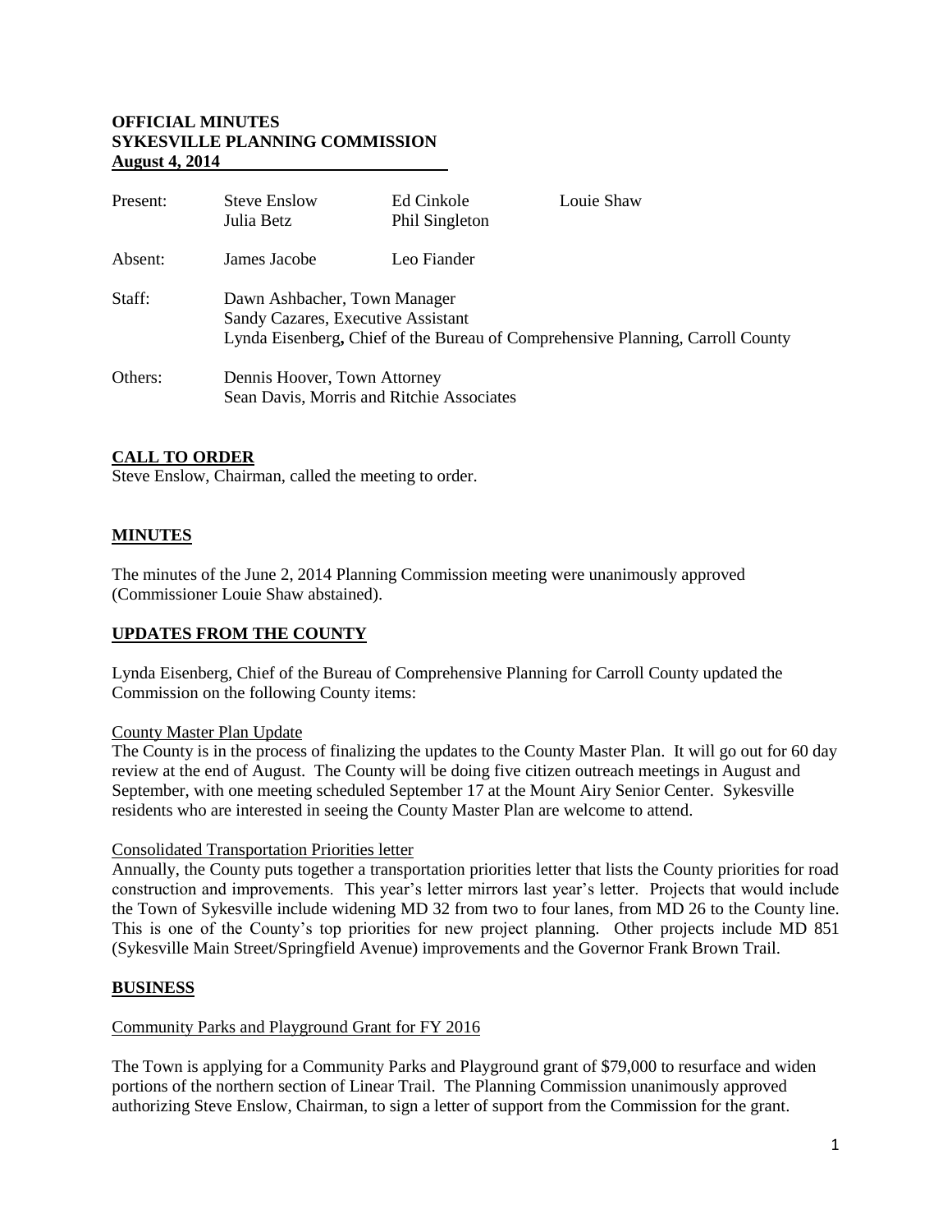**OFFICIAL MINUTES**
**SYKESVILLE PLANNING COMMISSION**
**August 4, 2014**

| | | | |
|---|---|---|---|
| Present: | Steve Enslow<br>Julia Betz | Ed Cinkole<br>Phil Singleton | Louie Shaw |
| Absent: | James Jacobe | Leo Fiander | |
| Staff: | Dawn Ashbacher, Town Manager<br>Sandy Cazares, Executive Assistant<br>Lynda Eisenberg**,** Chief of the Bureau of Comprehensive Planning, Carroll County | | |
| Others: | Dennis Hoover, Town Attorney<br>Sean Davis, Morris and Ritchie Associates | | |

## CALL TO ORDER

Steve Enslow, Chairman, called the meeting to order.

## MINUTES

The minutes of the June 2, 2014 Planning Commission meeting were unanimously approved (Commissioner Louie Shaw abstained).

## UPDATES FROM THE COUNTY

Lynda Eisenberg, Chief of the Bureau of Comprehensive Planning for Carroll County updated the Commission on the following County items:

### County Master Plan Update

The County is in the process of finalizing the updates to the County Master Plan. It will go out for 60 day review at the end of August. The County will be doing five citizen outreach meetings in August and September, with one meeting scheduled September 17 at the Mount Airy Senior Center. Sykesville residents who are interested in seeing the County Master Plan are welcome to attend.

### Consolidated Transportation Priorities letter

Annually, the County puts together a transportation priorities letter that lists the County priorities for road construction and improvements. This year's letter mirrors last year's letter. Projects that would include the Town of Sykesville include widening MD 32 from two to four lanes, from MD 26 to the County line. This is one of the County's top priorities for new project planning. Other projects include MD 851 (Sykesville Main Street/Springfield Avenue) improvements and the Governor Frank Brown Trail.

## BUSINESS

### Community Parks and Playground Grant for FY 2016

The Town is applying for a Community Parks and Playground grant of $79,000 to resurface and widen portions of the northern section of Linear Trail. The Planning Commission unanimously approved authorizing Steve Enslow, Chairman, to sign a letter of support from the Commission for the grant.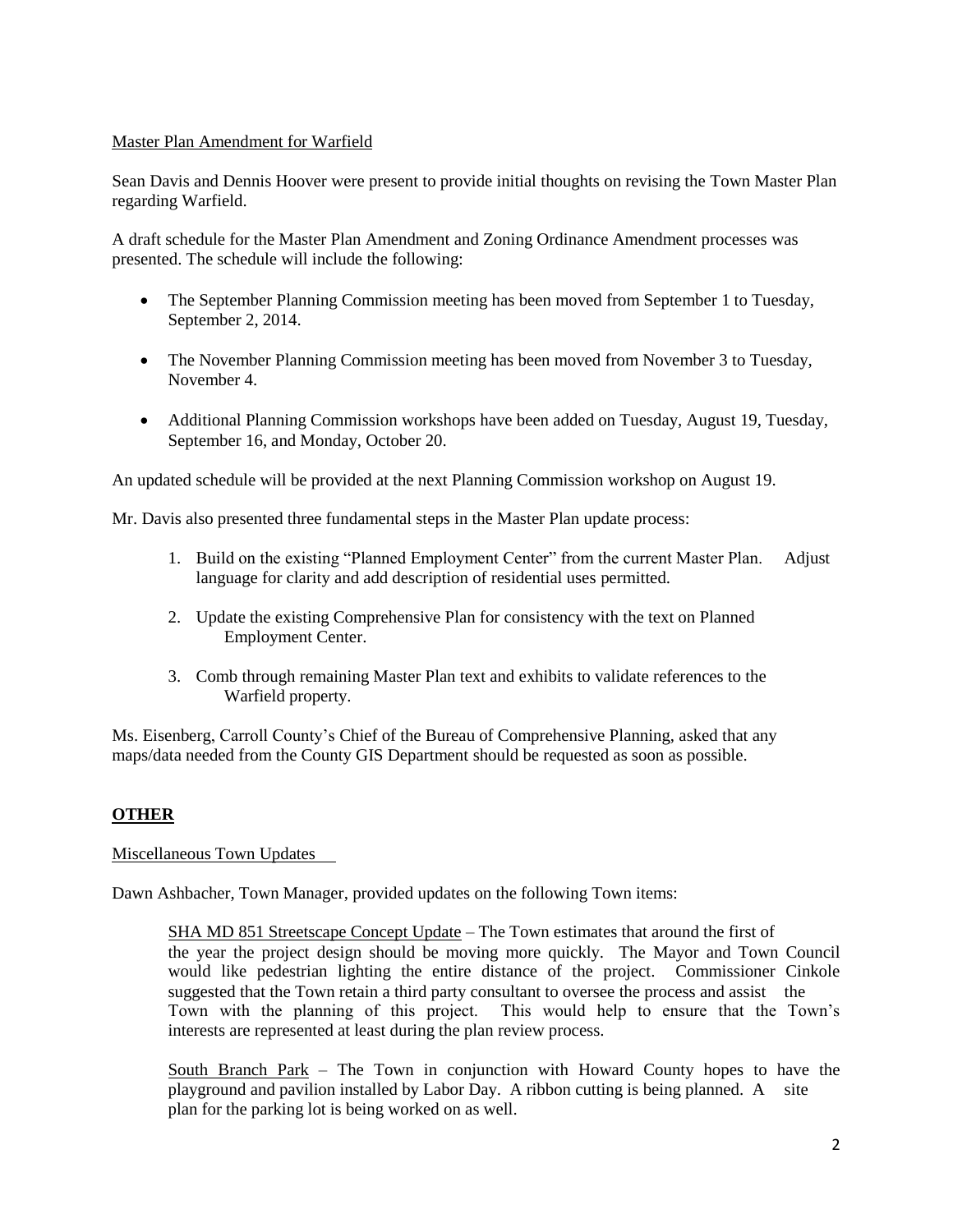Master Plan Amendment for Warfield

Sean Davis and Dennis Hoover were present to provide initial thoughts on revising the Town Master Plan regarding Warfield.

A draft schedule for the Master Plan Amendment and Zoning Ordinance Amendment processes was presented. The schedule will include the following:

- The September Planning Commission meeting has been moved from September 1 to Tuesday, September 2, 2014.
- The November Planning Commission meeting has been moved from November 3 to Tuesday, November 4.
- Additional Planning Commission workshops have been added on Tuesday, August 19, Tuesday, September 16, and Monday, October 20.

An updated schedule will be provided at the next Planning Commission workshop on August 19.

Mr. Davis also presented three fundamental steps in the Master Plan update process:

1. Build on the existing "Planned Employment Center" from the current Master Plan. Adjust language for clarity and add description of residential uses permitted.
2. Update the existing Comprehensive Plan for consistency with the text on Planned Employment Center.
3. Comb through remaining Master Plan text and exhibits to validate references to the Warfield property.

Ms. Eisenberg, Carroll County's Chief of the Bureau of Comprehensive Planning, asked that any maps/data needed from the County GIS Department should be requested as soon as possible.

## **OTHER**

Miscellaneous Town Updates

Dawn Ashbacher, Town Manager, provided updates on the following Town items:

SHA MD 851 Streetscape Concept Update – The Town estimates that around the first of the year the project design should be moving more quickly. The Mayor and Town Council would like pedestrian lighting the entire distance of the project. Commissioner Cinkole suggested that the Town retain a third party consultant to oversee the process and assist the Town with the planning of this project. This would help to ensure that the Town's interests are represented at least during the plan review process.

South Branch Park – The Town in conjunction with Howard County hopes to have the playground and pavilion installed by Labor Day. A ribbon cutting is being planned. A site plan for the parking lot is being worked on as well.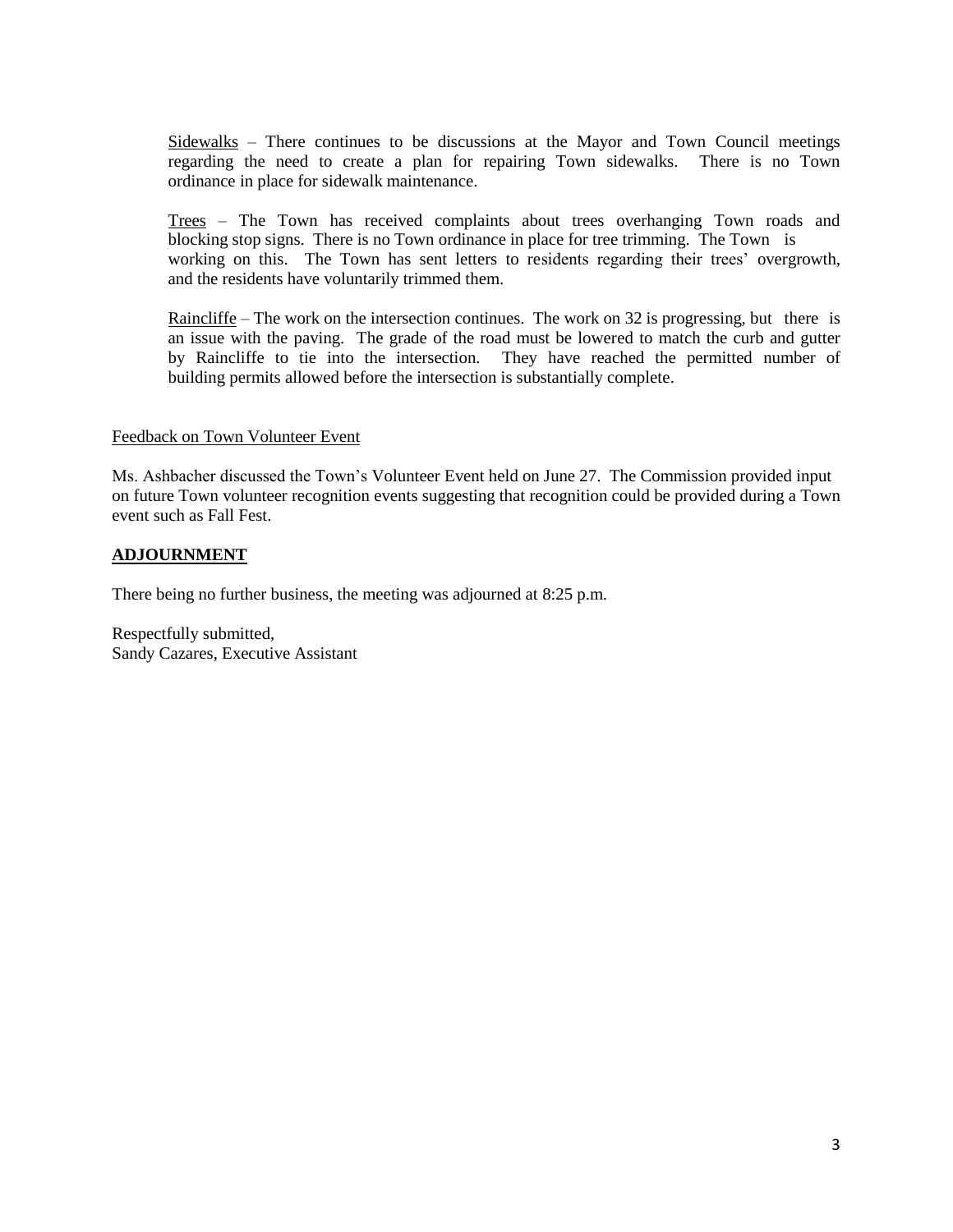Sidewalks – There continues to be discussions at the Mayor and Town Council meetings regarding the need to create a plan for repairing Town sidewalks. There is no Town ordinance in place for sidewalk maintenance.

Trees – The Town has received complaints about trees overhanging Town roads and blocking stop signs. There is no Town ordinance in place for tree trimming. The Town is working on this. The Town has sent letters to residents regarding their trees' overgrowth, and the residents have voluntarily trimmed them.

Raincliffe – The work on the intersection continues. The work on 32 is progressing, but there is an issue with the paving. The grade of the road must be lowered to match the curb and gutter by Raincliffe to tie into the intersection. They have reached the permitted number of building permits allowed before the intersection is substantially complete.

Feedback on Town Volunteer Event

Ms. Ashbacher discussed the Town's Volunteer Event held on June 27. The Commission provided input on future Town volunteer recognition events suggesting that recognition could be provided during a Town event such as Fall Fest.

## ADJOURNMENT

There being no further business, the meeting was adjourned at 8:25 p.m.

Respectfully submitted,
Sandy Cazares, Executive Assistant